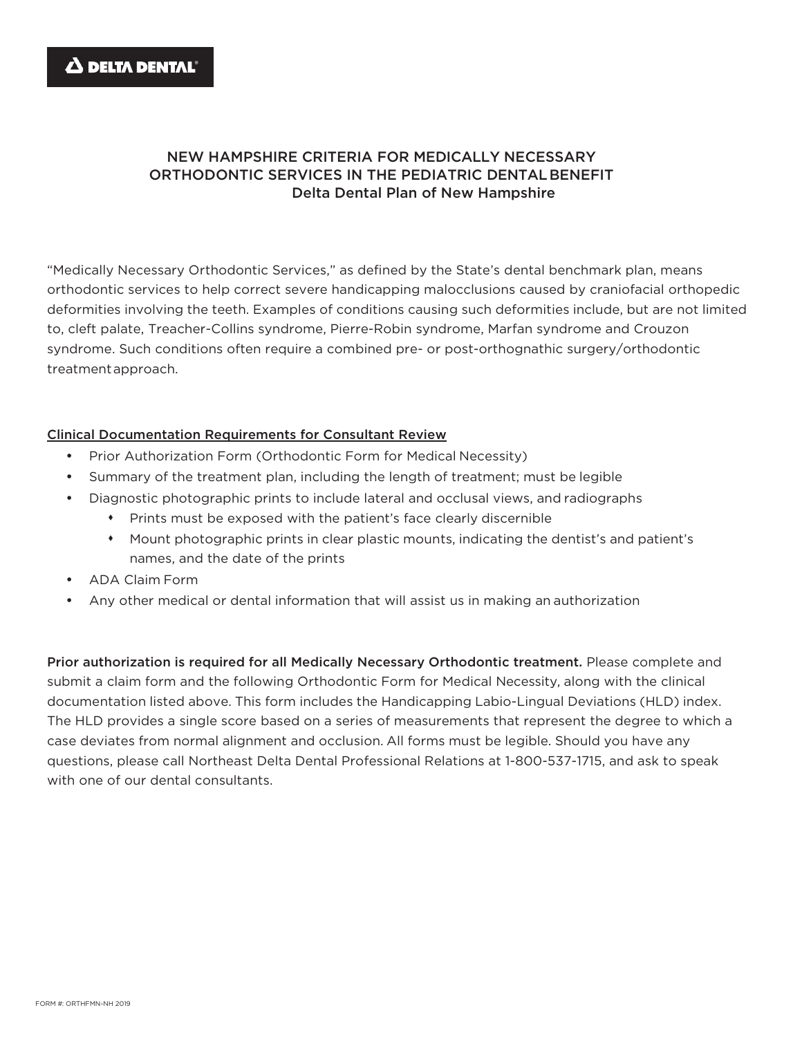DELTA DENTAL

# NEW HAMPSHIRE CRITERIA FOR MEDICALLY NECESSARY ORTHODONTIC SERVICES IN THE PEDIATRIC DENTAL BENEFIT

## Delta Dental Plan of New Hampshire

"Medically Necessary Orthodontic Services," as defined by the State's dental benchmark plan, means orthodontic services to help correct severe handicapping malocclusions caused by craniofacial orthopedic deformities involving the teeth. Examples of conditions causing such deformities include, but are not limited to, cleft palate, Treacher-Collins syndrome, Pierre-Robin syndrome, Marfan syndrome and Crouzon syndrome. Such conditions often require a combined pre- or post-orthognathic surgery/orthodontic treatment approach.

<u>Clinical Documentation Requirements for Consultant Review</u>

- Prior Authorization Form (Orthodontic Form for Medical Necessity)
- Summary of the treatment plan, including the length of treatment; must be legible
- Diagnostic photographic prints to include lateral and occlusal views, and radiographs
  - Prints must be exposed with the patient's face clearly discernible
  - Mount photographic prints in clear plastic mounts, indicating the dentist's and patient's names, and the date of the prints
- ADA Claim Form
- Any other medical or dental information that will assist us in making an authorization

**Prior authorization is required for all Medically Necessary Orthodontic treatment.** Please complete and submit a claim form and the following Orthodontic Form for Medical Necessity, along with the clinical documentation listed above. This form includes the Handicapping Labio-Lingual Deviations (HLD) index. The HLD provides a single score based on a series of measurements that represent the degree to which a case deviates from normal alignment and occlusion. All forms must be legible. Should you have any questions, please call Northeast Delta Dental Professional Relations at 1-800-537-1715, and ask to speak with one of our dental consultants.

FORM #: ORTHFMN-NH 2019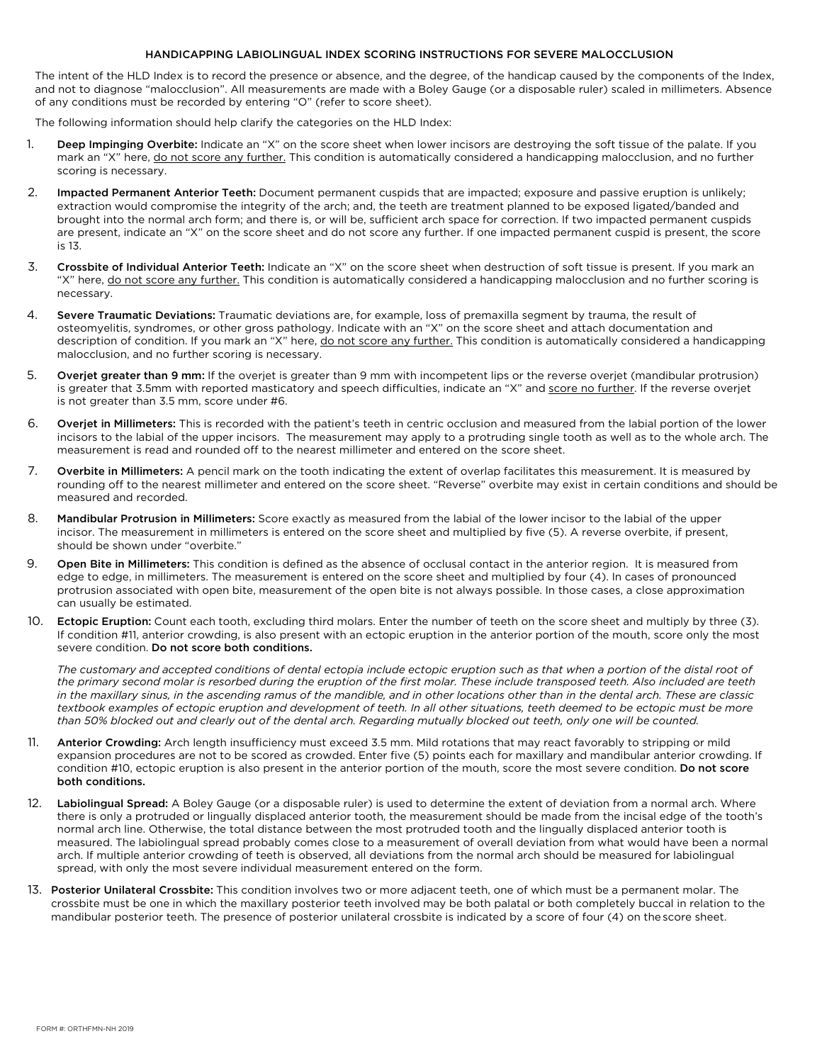## HANDICAPPING LABIOLINGUAL INDEX SCORING INSTRUCTIONS FOR SEVERE MALOCCLUSION

The intent of the HLD Index is to record the presence or absence, and the degree, of the handicap caused by the components of the Index, and not to diagnose "malocclusion". All measurements are made with a Boley Gauge (or a disposable ruler) scaled in millimeters. Absence of any conditions must be recorded by entering "O" (refer to score sheet).

The following information should help clarify the categories on the HLD Index:

1. **Deep Impinging Overbite:** Indicate an "X" on the score sheet when lower incisors are destroying the soft tissue of the palate. If you mark an "X" here, <u>do not score any further.</u> This condition is automatically considered a handicapping malocclusion, and no further scoring is necessary.

2. **Impacted Permanent Anterior Teeth:** Document permanent cuspids that are impacted; exposure and passive eruption is unlikely; extraction would compromise the integrity of the arch; and, the teeth are treatment planned to be exposed ligated/banded and brought into the normal arch form; and there is, or will be, sufficient arch space for correction. If two impacted permanent cuspids are present, indicate an "X" on the score sheet and do not score any further. If one impacted permanent cuspid is present, the score is 13.

3. **Crossbite of Individual Anterior Teeth:** Indicate an "X" on the score sheet when destruction of soft tissue is present. If you mark an "X" here, <u>do not score any further.</u> This condition is automatically considered a handicapping malocclusion and no further scoring is necessary.

4. **Severe Traumatic Deviations:** Traumatic deviations are, for example, loss of premaxilla segment by trauma, the result of osteomyelitis, syndromes, or other gross pathology. Indicate with an "X" on the score sheet and attach documentation and description of condition. If you mark an "X" here, <u>do not score any further.</u> This condition is automatically considered a handicapping malocclusion, and no further scoring is necessary.

5. **Overjet greater than 9 mm:** If the overjet is greater than 9 mm with incompetent lips or the reverse overjet (mandibular protrusion) is greater that 3.5mm with reported masticatory and speech difficulties, indicate an "X" and <u>score no further</u>. If the reverse overjet is not greater than 3.5 mm, score under #6.

6. **Overjet in Millimeters:** This is recorded with the patient's teeth in centric occlusion and measured from the labial portion of the lower incisors to the labial of the upper incisors. The measurement may apply to a protruding single tooth as well as to the whole arch. The measurement is read and rounded off to the nearest millimeter and entered on the score sheet.

7. **Overbite in Millimeters:** A pencil mark on the tooth indicating the extent of overlap facilitates this measurement. It is measured by rounding off to the nearest millimeter and entered on the score sheet. "Reverse" overbite may exist in certain conditions and should be measured and recorded.

8. **Mandibular Protrusion in Millimeters:** Score exactly as measured from the labial of the lower incisor to the labial of the upper incisor. The measurement in millimeters is entered on the score sheet and multiplied by five (5). A reverse overbite, if present, should be shown under "overbite."

9. **Open Bite in Millimeters:** This condition is defined as the absence of occlusal contact in the anterior region. It is measured from edge to edge, in millimeters. The measurement is entered on the score sheet and multiplied by four (4). In cases of pronounced protrusion associated with open bite, measurement of the open bite is not always possible. In those cases, a close approximation can usually be estimated.

10. **Ectopic Eruption:** Count each tooth, excluding third molars. Enter the number of teeth on the score sheet and multiply by three (3). If condition #11, anterior crowding, is also present with an ectopic eruption in the anterior portion of the mouth, score only the most severe condition. **Do not score both conditions.**

    *The customary and accepted conditions of dental ectopia include ectopic eruption such as that when a portion of the distal root of the primary second molar is resorbed during the eruption of the first molar. These include transposed teeth. Also included are teeth in the maxillary sinus, in the ascending ramus of the mandible, and in other locations other than in the dental arch. These are classic textbook examples of ectopic eruption and development of teeth. In all other situations, teeth deemed to be ectopic must be more than 50% blocked out and clearly out of the dental arch. Regarding mutually blocked out teeth, only one will be counted.*

11. **Anterior Crowding:** Arch length insufficiency must exceed 3.5 mm. Mild rotations that may react favorably to stripping or mild expansion procedures are not to be scored as crowded. Enter five (5) points each for maxillary and mandibular anterior crowding. If condition #10, ectopic eruption is also present in the anterior portion of the mouth, score the most severe condition. **Do not score both conditions.**

12. **Labiolingual Spread:** A Boley Gauge (or a disposable ruler) is used to determine the extent of deviation from a normal arch. Where there is only a protruded or lingually displaced anterior tooth, the measurement should be made from the incisal edge of the tooth's normal arch line. Otherwise, the total distance between the most protruded tooth and the lingually displaced anterior tooth is measured. The labiolingual spread probably comes close to a measurement of overall deviation from what would have been a normal arch. If multiple anterior crowding of teeth is observed, all deviations from the normal arch should be measured for labiolingual spread, with only the most severe individual measurement entered on the form.

13. **Posterior Unilateral Crossbite:** This condition involves two or more adjacent teeth, one of which must be a permanent molar. The crossbite must be one in which the maxillary posterior teeth involved may be both palatal or both completely buccal in relation to the mandibular posterior teeth. The presence of posterior unilateral crossbite is indicated by a score of four (4) on the score sheet.

FORM #: ORTHFMN-NH 2019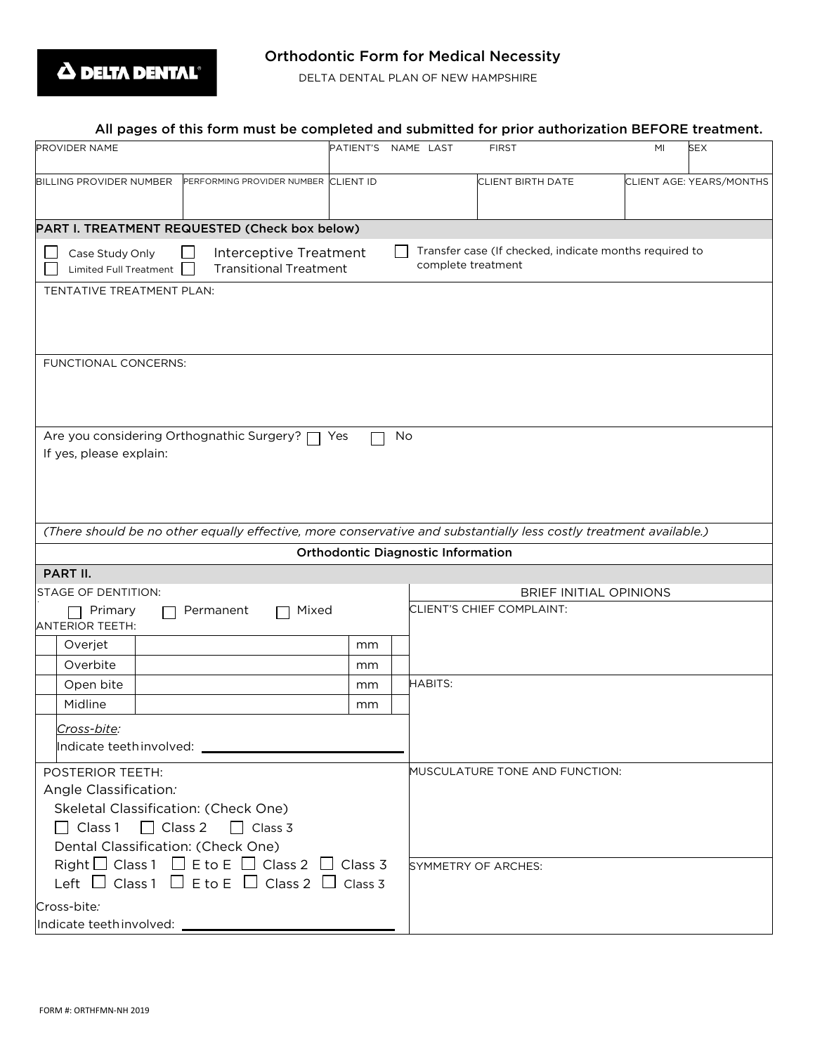**DELTA DENTAL**

# Orthodontic Form for Medical Necessity

DELTA DENTAL PLAN OF NEW HAMPSHIRE

**All pages of this form must be completed and submitted for prior authorization BEFORE treatment.**

| PROVIDER NAME | | PATIENT'S NAME LAST | FIRST | MI | SEX |
|---|---|---|---|---|---|
| | | | | | |
| BILLING PROVIDER NUMBER | PERFORMING PROVIDER NUMBER | CLIENT ID | CLIENT BIRTH DATE | CLIENT AGE: YEARS/MONTHS | |
| | | | | | |

## PART I. TREATMENT REQUESTED (Check box below)

- ☐ Case Study Only
- ☐ Limited Full Treatment
- ☐ Interceptive Treatment
- ☐ Transitional Treatment
- ☐ Transfer case (If checked, indicate months required to complete treatment

TENTATIVE TREATMENT PLAN:

FUNCTIONAL CONCERNS:

Are you considering Orthognathic Surgery? ☐ Yes ☐ No

If yes, please explain:

*(There should be no other equally effective, more conservative and substantially less costly treatment available.)*

### Orthodontic Diagnostic Information

## PART II.

STAGE OF DENTITION:

☐ Primary ☐ Permanent ☐ Mixed

ANTERIOR TEETH:

| | | |
|---|---|---|
| Overjet | | mm |
| Overbite | | mm |
| Open bite | | mm |
| Midline | | mm |

*Cross-bite:*

Indicate teeth involved: ____________________

POSTERIOR TEETH:

Angle Classification:

Skeletal Classification: (Check One)

☐ Class 1 ☐ Class 2 ☐ Class 3

Dental Classification: (Check One)

Right ☐ Class 1 ☐ E to E ☐ Class 2 ☐ Class 3

Left ☐ Class 1 ☐ E to E ☐ Class 2 ☐ Class 3

Cross-bite:

Indicate teeth involved: ____________________

BRIEF INITIAL OPINIONS

CLIENT'S CHIEF COMPLAINT:

HABITS:

MUSCULATURE TONE AND FUNCTION:

SYMMETRY OF ARCHES:

FORM #: ORTHFMN-NH 2019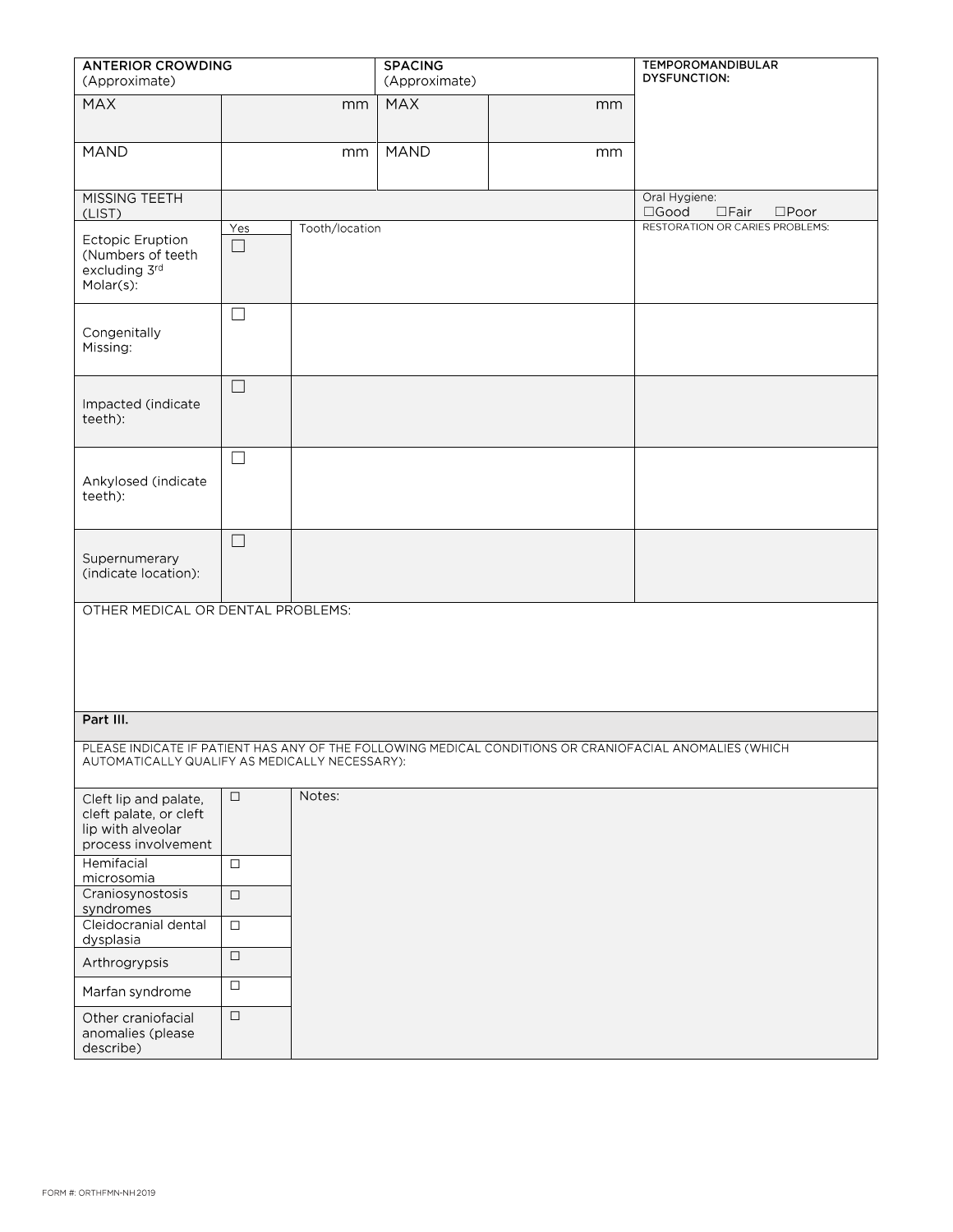| ANTERIOR CROWDING (Approximate) | | SPACING (Approximate) | | TEMPOROMANDIBULAR DYSFUNCTION: |
|---|---|---|---|---|
| MAX | mm | MAX | mm | |
| MAND | mm | MAND | mm | |

| MISSING TEETH (LIST) | | | Oral Hygiene: ☐Good ☐Fair ☐Poor |
|---|---|---|---|
| | Yes | Tooth/location | RESTORATION OR CARIES PROBLEMS: |
| Ectopic Eruption (Numbers of teeth excluding 3rd Molar(s): | ☐ | | |
| Congenitally Missing: | ☐ | | |
| Impacted (indicate teeth): | ☐ | | |
| Ankylosed (indicate teeth): | ☐ | | |
| Supernumerary (indicate location): | ☐ | | |

OTHER MEDICAL OR DENTAL PROBLEMS:

**Part III.**

PLEASE INDICATE IF PATIENT HAS ANY OF THE FOLLOWING MEDICAL CONDITIONS OR CRANIOFACIAL ANOMALIES (WHICH AUTOMATICALLY QUALIFY AS MEDICALLY NECESSARY):

| Condition | | Notes: |
|---|---|---|
| Cleft lip and palate, cleft palate, or cleft lip with alveolar process involvement | ☐ | |
| Hemifacial microsomia | ☐ | |
| Craniosynostosis syndromes | ☐ | |
| Cleidocranial dental dysplasia | ☐ | |
| Arthrogrypsis | ☐ | |
| Marfan syndrome | ☐ | |
| Other craniofacial anomalies (please describe) | ☐ | |

FORM #: ORTHFMN-NH2019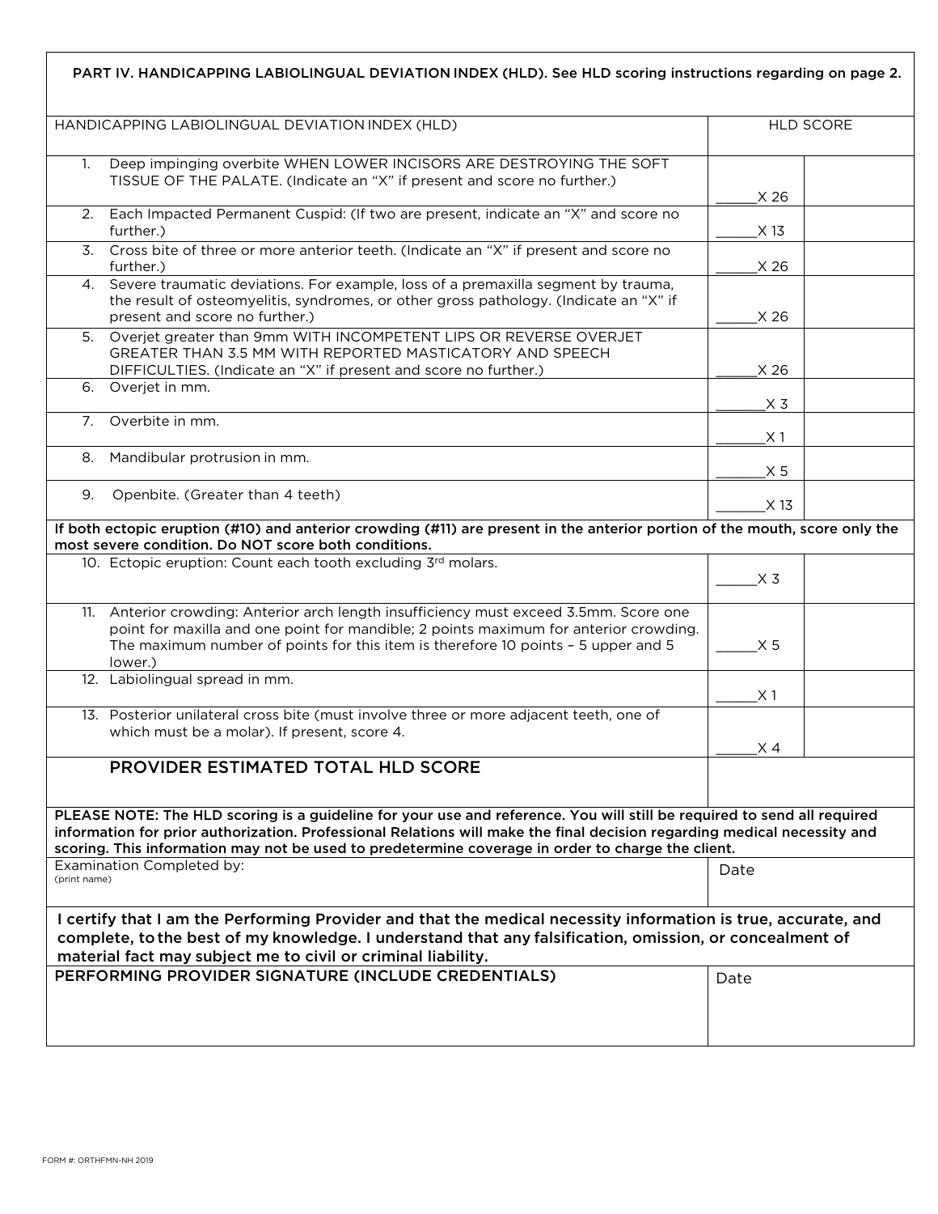**PART IV. HANDICAPPING LABIOLINGUAL DEVIATION INDEX (HLD). See HLD scoring instructions regarding on page 2.**

| HANDICAPPING LABIOLINGUAL DEVIATION INDEX (HLD) | HLD SCORE | |
|---|---|---|
| 1. Deep impinging overbite WHEN LOWER INCISORS ARE DESTROYING THE SOFT TISSUE OF THE PALATE. (Indicate an "X" if present and score no further.) | _____X 26 | |
| 2. Each Impacted Permanent Cuspid: (If two are present, indicate an "X" and score no further.) | _____X 13 | |
| 3. Cross bite of three or more anterior teeth. (Indicate an "X" if present and score no further.) | _____X 26 | |
| 4. Severe traumatic deviations. For example, loss of a premaxilla segment by trauma, the result of osteomyelitis, syndromes, or other gross pathology. (Indicate an "X" if present and score no further.) | _____X 26 | |
| 5. Overjet greater than 9mm WITH INCOMPETENT LIPS OR REVERSE OVERJET GREATER THAN 3.5 MM WITH REPORTED MASTICATORY AND SPEECH DIFFICULTIES. (Indicate an "X" if present and score no further.) | _____X 26 | |
| 6. Overjet in mm. | _______X 3 | |
| 7. Overbite in mm. | _______X 1 | |
| 8. Mandibular protrusion in mm. | _______X 5 | |
| 9. Openbite. (Greater than 4 teeth) | _______X 13 | |
| **If both ectopic eruption (#10) and anterior crowding (#11) are present in the anterior portion of the mouth, score only the most severe condition. Do NOT score both conditions.** | | |
| 10. Ectopic eruption: Count each tooth excluding 3rd molars. | _____X 3 | |
| 11. Anterior crowding: Anterior arch length insufficiency must exceed 3.5mm. Score one point for maxilla and one point for mandible; 2 points maximum for anterior crowding. The maximum number of points for this item is therefore 10 points – 5 upper and 5 lower.) | _____X 5 | |
| 12. Labiolingual spread in mm. | _____X 1 | |
| 13. Posterior unilateral cross bite (must involve three or more adjacent teeth, one of which must be a molar). If present, score 4. | _____X 4 | |
| **PROVIDER ESTIMATED TOTAL HLD SCORE** | | |

**PLEASE NOTE: The HLD scoring is a guideline for your use and reference. You will still be required to send all required information for prior authorization. Professional Relations will make the final decision regarding medical necessity and scoring. This information may not be used to predetermine coverage in order to charge the client.**

| | |
|---|---|
| Examination Completed by: (print name) | Date |

**I certify that I am the Performing Provider and that the medical necessity information is true, accurate, and complete, to the best of my knowledge. I understand that any falsification, omission, or concealment of material fact may subject me to civil or criminal liability.**

| | |
|---|---|
| **PERFORMING PROVIDER SIGNATURE (INCLUDE CREDENTIALS)** | Date |

FORM #: ORTHFMN-NH 2019